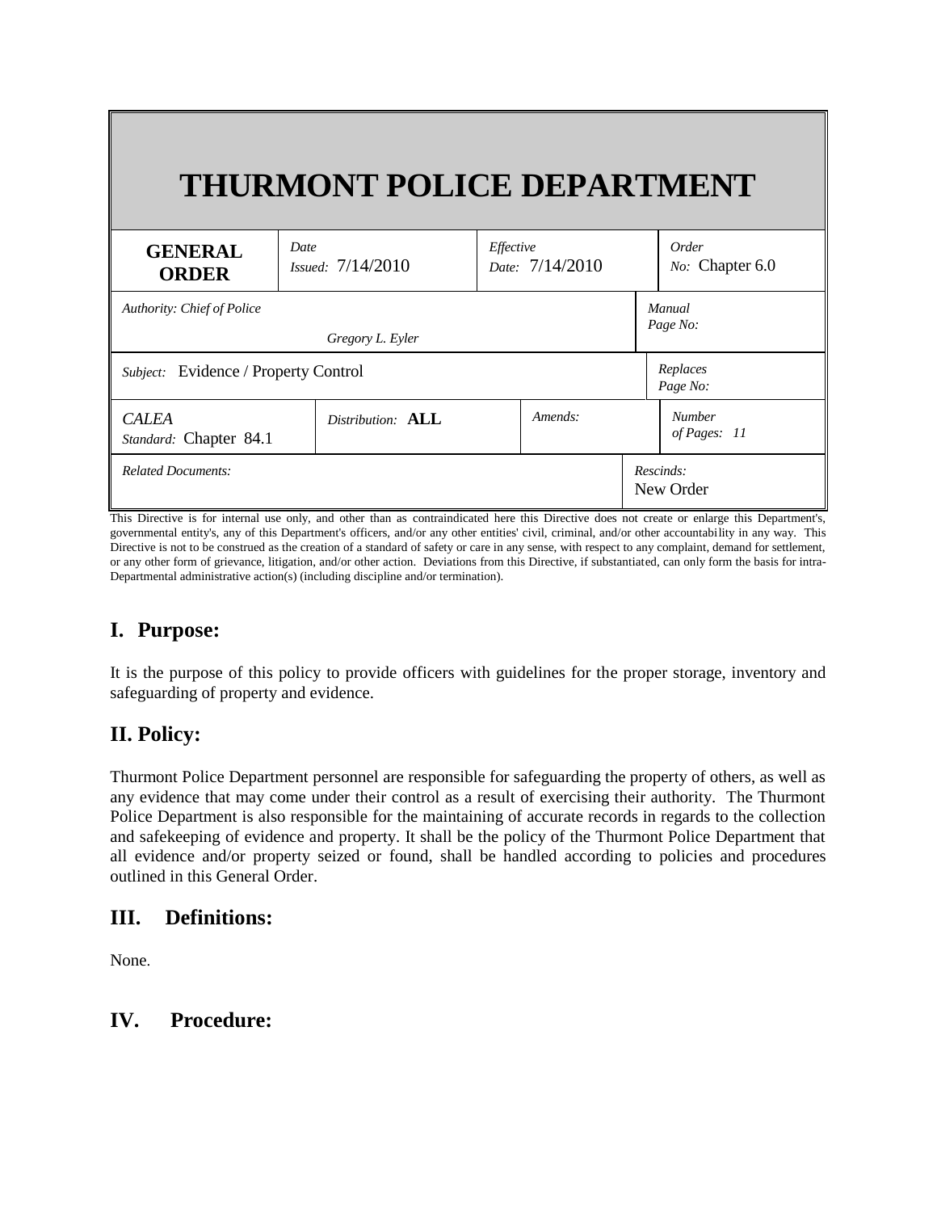# THURMONT POLICE DEPARTMENT

| GENERAL ORDER | *Date Issued:* 7/14/2010 | *Effective Date:* 7/14/2010 | *Order No:* Chapter 6.0 |
|---|---|---|---|
| *Authority: Chief of Police* | *Gregory L. Eyler* | | *Manual Page No:* |
| *Subject:* Evidence / Property Control | | | *Replaces Page No:* |
| *CALEA Standard:* Chapter 84.1 | *Distribution:* **ALL** | *Amends:* | *Number of Pages:* 11 |
| *Related Documents:* | | | *Rescinds:* New Order |

This Directive is for internal use only, and other than as contraindicated here this Directive does not create or enlarge this Department's, governmental entity's, any of this Department's officers, and/or any other entities' civil, criminal, and/or other accountability in any way. This Directive is not to be construed as the creation of a standard of safety or care in any sense, with respect to any complaint, demand for settlement, or any other form of grievance, litigation, and/or other action. Deviations from this Directive, if substantiated, can only form the basis for intra-Departmental administrative action(s) (including discipline and/or termination).

## I. Purpose:

It is the purpose of this policy to provide officers with guidelines for the proper storage, inventory and safeguarding of property and evidence.

## II. Policy:

Thurmont Police Department personnel are responsible for safeguarding the property of others, as well as any evidence that may come under their control as a result of exercising their authority. The Thurmont Police Department is also responsible for the maintaining of accurate records in regards to the collection and safekeeping of evidence and property. It shall be the policy of the Thurmont Police Department that all evidence and/or property seized or found, shall be handled according to policies and procedures outlined in this General Order.

## III. Definitions:

None.

## IV. Procedure: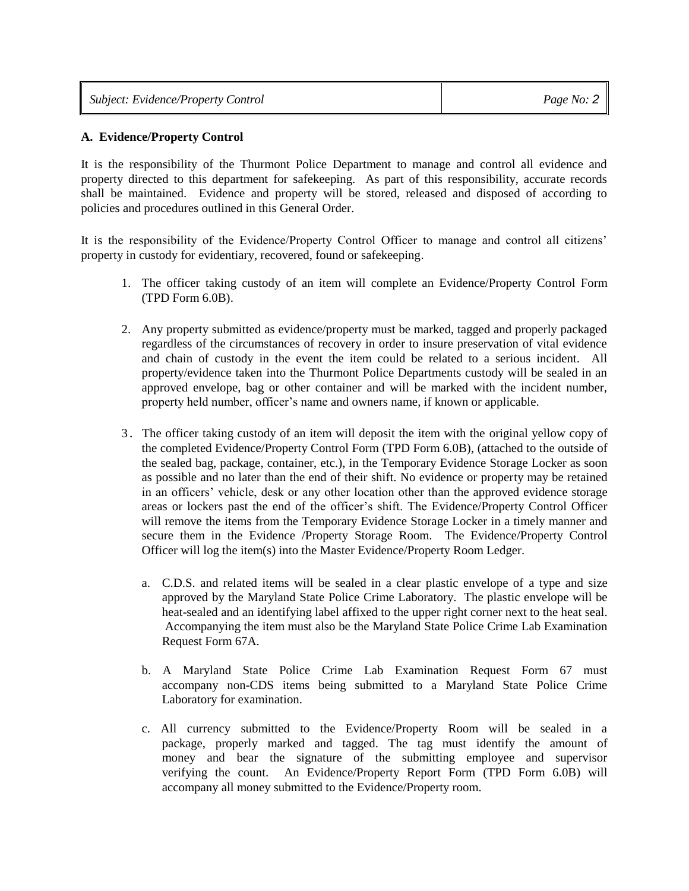### A. Evidence/Property Control

It is the responsibility of the Thurmont Police Department to manage and control all evidence and property directed to this department for safekeeping. As part of this responsibility, accurate records shall be maintained. Evidence and property will be stored, released and disposed of according to policies and procedures outlined in this General Order.

It is the responsibility of the Evidence/Property Control Officer to manage and control all citizens' property in custody for evidentiary, recovered, found or safekeeping.

1. The officer taking custody of an item will complete an Evidence/Property Control Form (TPD Form 6.0B).

2. Any property submitted as evidence/property must be marked, tagged and properly packaged regardless of the circumstances of recovery in order to insure preservation of vital evidence and chain of custody in the event the item could be related to a serious incident. All property/evidence taken into the Thurmont Police Departments custody will be sealed in an approved envelope, bag or other container and will be marked with the incident number, property held number, officer's name and owners name, if known or applicable.

3. The officer taking custody of an item will deposit the item with the original yellow copy of the completed Evidence/Property Control Form (TPD Form 6.0B), (attached to the outside of the sealed bag, package, container, etc.), in the Temporary Evidence Storage Locker as soon as possible and no later than the end of their shift. No evidence or property may be retained in an officers' vehicle, desk or any other location other than the approved evidence storage areas or lockers past the end of the officer's shift. The Evidence/Property Control Officer will remove the items from the Temporary Evidence Storage Locker in a timely manner and secure them in the Evidence /Property Storage Room. The Evidence/Property Control Officer will log the item(s) into the Master Evidence/Property Room Ledger.

   a. C.D.S. and related items will be sealed in a clear plastic envelope of a type and size approved by the Maryland State Police Crime Laboratory. The plastic envelope will be heat-sealed and an identifying label affixed to the upper right corner next to the heat seal. Accompanying the item must also be the Maryland State Police Crime Lab Examination Request Form 67A.

   b. A Maryland State Police Crime Lab Examination Request Form 67 must accompany non-CDS items being submitted to a Maryland State Police Crime Laboratory for examination.

   c. All currency submitted to the Evidence/Property Room will be sealed in a package, properly marked and tagged. The tag must identify the amount of money and bear the signature of the submitting employee and supervisor verifying the count. An Evidence/Property Report Form (TPD Form 6.0B) will accompany all money submitted to the Evidence/Property room.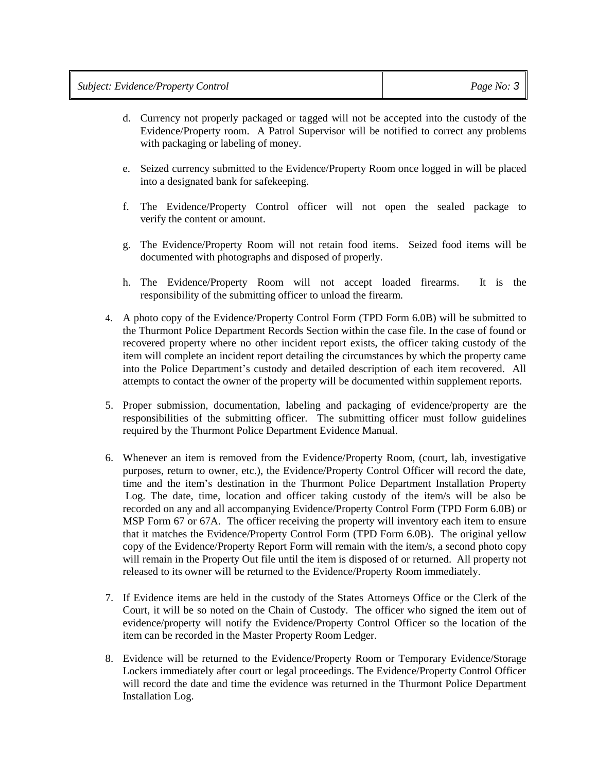d. Currency not properly packaged or tagged will not be accepted into the custody of the Evidence/Property room. A Patrol Supervisor will be notified to correct any problems with packaging or labeling of money.

e. Seized currency submitted to the Evidence/Property Room once logged in will be placed into a designated bank for safekeeping.

f. The Evidence/Property Control officer will not open the sealed package to verify the content or amount.

g. The Evidence/Property Room will not retain food items. Seized food items will be documented with photographs and disposed of properly.

h. The Evidence/Property Room will not accept loaded firearms. It is the responsibility of the submitting officer to unload the firearm.

4. A photo copy of the Evidence/Property Control Form (TPD Form 6.0B) will be submitted to the Thurmont Police Department Records Section within the case file. In the case of found or recovered property where no other incident report exists, the officer taking custody of the item will complete an incident report detailing the circumstances by which the property came into the Police Department's custody and detailed description of each item recovered. All attempts to contact the owner of the property will be documented within supplement reports.

5. Proper submission, documentation, labeling and packaging of evidence/property are the responsibilities of the submitting officer. The submitting officer must follow guidelines required by the Thurmont Police Department Evidence Manual.

6. Whenever an item is removed from the Evidence/Property Room, (court, lab, investigative purposes, return to owner, etc.), the Evidence/Property Control Officer will record the date, time and the item's destination in the Thurmont Police Department Installation Property Log. The date, time, location and officer taking custody of the item/s will be also be recorded on any and all accompanying Evidence/Property Control Form (TPD Form 6.0B) or MSP Form 67 or 67A. The officer receiving the property will inventory each item to ensure that it matches the Evidence/Property Control Form (TPD Form 6.0B). The original yellow copy of the Evidence/Property Report Form will remain with the item/s, a second photo copy will remain in the Property Out file until the item is disposed of or returned. All property not released to its owner will be returned to the Evidence/Property Room immediately.

7. If Evidence items are held in the custody of the States Attorneys Office or the Clerk of the Court, it will be so noted on the Chain of Custody. The officer who signed the item out of evidence/property will notify the Evidence/Property Control Officer so the location of the item can be recorded in the Master Property Room Ledger.

8. Evidence will be returned to the Evidence/Property Room or Temporary Evidence/Storage Lockers immediately after court or legal proceedings. The Evidence/Property Control Officer will record the date and time the evidence was returned in the Thurmont Police Department Installation Log.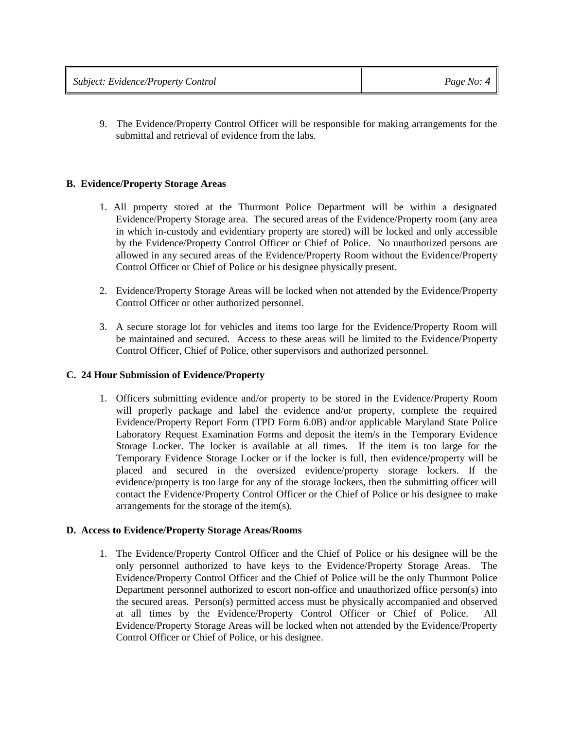9. The Evidence/Property Control Officer will be responsible for making arrangements for the submittal and retrieval of evidence from the labs.

**B. Evidence/Property Storage Areas**

1. All property stored at the Thurmont Police Department will be within a designated Evidence/Property Storage area. The secured areas of the Evidence/Property room (any area in which in-custody and evidentiary property are stored) will be locked and only accessible by the Evidence/Property Control Officer or Chief of Police. No unauthorized persons are allowed in any secured areas of the Evidence/Property Room without the Evidence/Property Control Officer or Chief of Police or his designee physically present.

2. Evidence/Property Storage Areas will be locked when not attended by the Evidence/Property Control Officer or other authorized personnel.

3. A secure storage lot for vehicles and items too large for the Evidence/Property Room will be maintained and secured. Access to these areas will be limited to the Evidence/Property Control Officer, Chief of Police, other supervisors and authorized personnel.

**C. 24 Hour Submission of Evidence/Property**

1. Officers submitting evidence and/or property to be stored in the Evidence/Property Room will properly package and label the evidence and/or property, complete the required Evidence/Property Report Form (TPD Form 6.0B) and/or applicable Maryland State Police Laboratory Request Examination Forms and deposit the item/s in the Temporary Evidence Storage Locker. The locker is available at all times. If the item is too large for the Temporary Evidence Storage Locker or if the locker is full, then evidence/property will be placed and secured in the oversized evidence/property storage lockers. If the evidence/property is too large for any of the storage lockers, then the submitting officer will contact the Evidence/Property Control Officer or the Chief of Police or his designee to make arrangements for the storage of the item(s).

**D. Access to Evidence/Property Storage Areas/Rooms**

1. The Evidence/Property Control Officer and the Chief of Police or his designee will be the only personnel authorized to have keys to the Evidence/Property Storage Areas. The Evidence/Property Control Officer and the Chief of Police will be the only Thurmont Police Department personnel authorized to escort non-office and unauthorized office person(s) into the secured areas. Person(s) permitted access must be physically accompanied and observed at all times by the Evidence/Property Control Officer or Chief of Police. All Evidence/Property Storage Areas will be locked when not attended by the Evidence/Property Control Officer or Chief of Police, or his designee.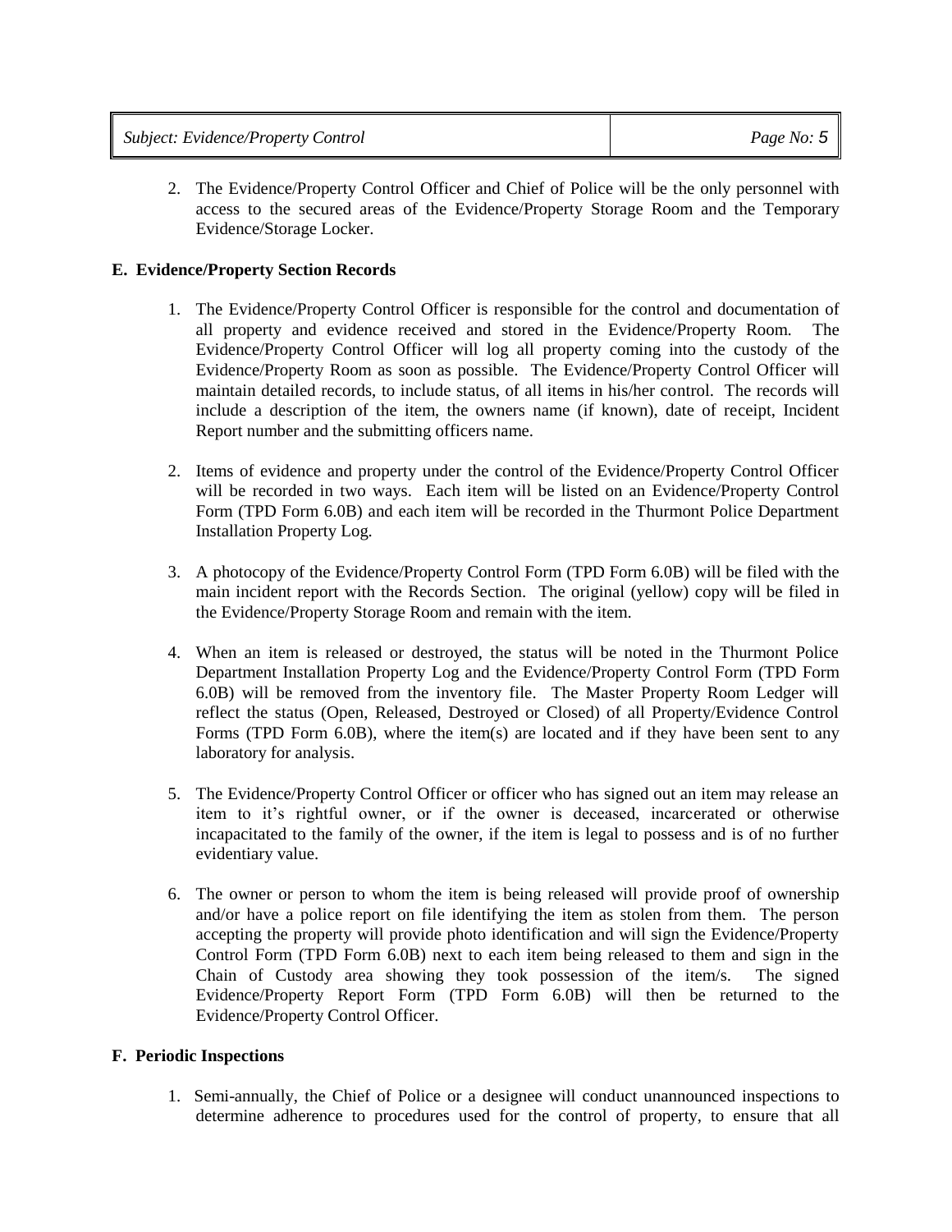2. The Evidence/Property Control Officer and Chief of Police will be the only personnel with access to the secured areas of the Evidence/Property Storage Room and the Temporary Evidence/Storage Locker.

**E. Evidence/Property Section Records**

1. The Evidence/Property Control Officer is responsible for the control and documentation of all property and evidence received and stored in the Evidence/Property Room. The Evidence/Property Control Officer will log all property coming into the custody of the Evidence/Property Room as soon as possible. The Evidence/Property Control Officer will maintain detailed records, to include status, of all items in his/her control. The records will include a description of the item, the owners name (if known), date of receipt, Incident Report number and the submitting officers name.

2. Items of evidence and property under the control of the Evidence/Property Control Officer will be recorded in two ways. Each item will be listed on an Evidence/Property Control Form (TPD Form 6.0B) and each item will be recorded in the Thurmont Police Department Installation Property Log.

3. A photocopy of the Evidence/Property Control Form (TPD Form 6.0B) will be filed with the main incident report with the Records Section. The original (yellow) copy will be filed in the Evidence/Property Storage Room and remain with the item.

4. When an item is released or destroyed, the status will be noted in the Thurmont Police Department Installation Property Log and the Evidence/Property Control Form (TPD Form 6.0B) will be removed from the inventory file. The Master Property Room Ledger will reflect the status (Open, Released, Destroyed or Closed) of all Property/Evidence Control Forms (TPD Form 6.0B), where the item(s) are located and if they have been sent to any laboratory for analysis.

5. The Evidence/Property Control Officer or officer who has signed out an item may release an item to it's rightful owner, or if the owner is deceased, incarcerated or otherwise incapacitated to the family of the owner, if the item is legal to possess and is of no further evidentiary value.

6. The owner or person to whom the item is being released will provide proof of ownership and/or have a police report on file identifying the item as stolen from them. The person accepting the property will provide photo identification and will sign the Evidence/Property Control Form (TPD Form 6.0B) next to each item being released to them and sign in the Chain of Custody area showing they took possession of the item/s. The signed Evidence/Property Report Form (TPD Form 6.0B) will then be returned to the Evidence/Property Control Officer.

**F. Periodic Inspections**

1. Semi-annually, the Chief of Police or a designee will conduct unannounced inspections to determine adherence to procedures used for the control of property, to ensure that all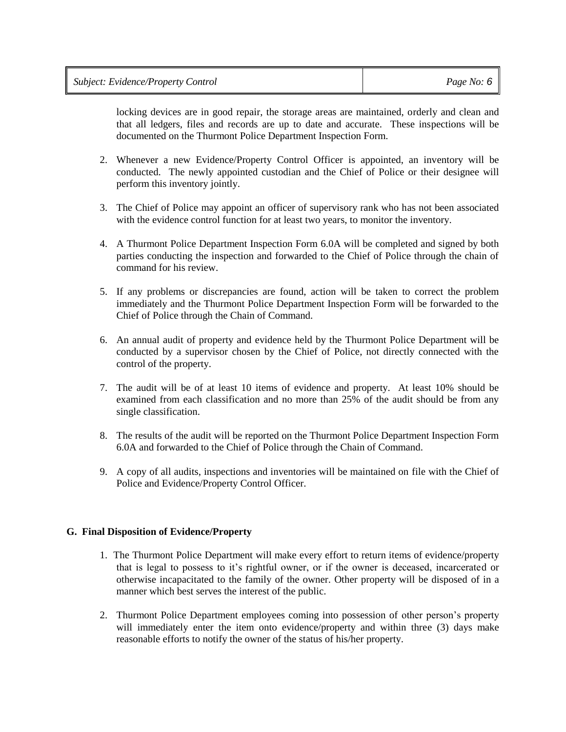locking devices are in good repair, the storage areas are maintained, orderly and clean and that all ledgers, files and records are up to date and accurate. These inspections will be documented on the Thurmont Police Department Inspection Form.

2. Whenever a new Evidence/Property Control Officer is appointed, an inventory will be conducted. The newly appointed custodian and the Chief of Police or their designee will perform this inventory jointly.

3. The Chief of Police may appoint an officer of supervisory rank who has not been associated with the evidence control function for at least two years, to monitor the inventory.

4. A Thurmont Police Department Inspection Form 6.0A will be completed and signed by both parties conducting the inspection and forwarded to the Chief of Police through the chain of command for his review.

5. If any problems or discrepancies are found, action will be taken to correct the problem immediately and the Thurmont Police Department Inspection Form will be forwarded to the Chief of Police through the Chain of Command.

6. An annual audit of property and evidence held by the Thurmont Police Department will be conducted by a supervisor chosen by the Chief of Police, not directly connected with the control of the property.

7. The audit will be of at least 10 items of evidence and property. At least 10% should be examined from each classification and no more than 25% of the audit should be from any single classification.

8. The results of the audit will be reported on the Thurmont Police Department Inspection Form 6.0A and forwarded to the Chief of Police through the Chain of Command.

9. A copy of all audits, inspections and inventories will be maintained on file with the Chief of Police and Evidence/Property Control Officer.

**G. Final Disposition of Evidence/Property**

1. The Thurmont Police Department will make every effort to return items of evidence/property that is legal to possess to it's rightful owner, or if the owner is deceased, incarcerated or otherwise incapacitated to the family of the owner. Other property will be disposed of in a manner which best serves the interest of the public.

2. Thurmont Police Department employees coming into possession of other person's property will immediately enter the item onto evidence/property and within three (3) days make reasonable efforts to notify the owner of the status of his/her property.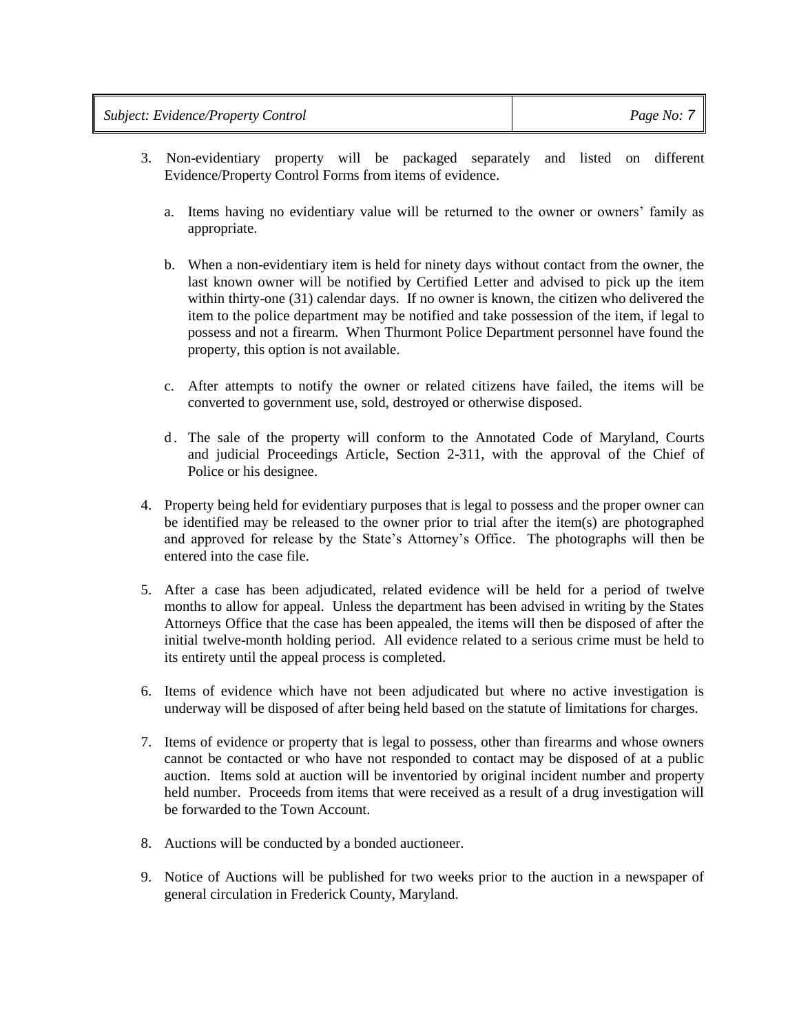3. Non-evidentiary property will be packaged separately and listed on different Evidence/Property Control Forms from items of evidence.

   a. Items having no evidentiary value will be returned to the owner or owners' family as appropriate.

   b. When a non-evidentiary item is held for ninety days without contact from the owner, the last known owner will be notified by Certified Letter and advised to pick up the item within thirty-one (31) calendar days. If no owner is known, the citizen who delivered the item to the police department may be notified and take possession of the item, if legal to possess and not a firearm. When Thurmont Police Department personnel have found the property, this option is not available.

   c. After attempts to notify the owner or related citizens have failed, the items will be converted to government use, sold, destroyed or otherwise disposed.

   d. The sale of the property will conform to the Annotated Code of Maryland, Courts and judicial Proceedings Article, Section 2-311, with the approval of the Chief of Police or his designee.

4. Property being held for evidentiary purposes that is legal to possess and the proper owner can be identified may be released to the owner prior to trial after the item(s) are photographed and approved for release by the State's Attorney's Office. The photographs will then be entered into the case file.

5. After a case has been adjudicated, related evidence will be held for a period of twelve months to allow for appeal. Unless the department has been advised in writing by the States Attorneys Office that the case has been appealed, the items will then be disposed of after the initial twelve-month holding period. All evidence related to a serious crime must be held to its entirety until the appeal process is completed.

6. Items of evidence which have not been adjudicated but where no active investigation is underway will be disposed of after being held based on the statute of limitations for charges.

7. Items of evidence or property that is legal to possess, other than firearms and whose owners cannot be contacted or who have not responded to contact may be disposed of at a public auction. Items sold at auction will be inventoried by original incident number and property held number. Proceeds from items that were received as a result of a drug investigation will be forwarded to the Town Account.

8. Auctions will be conducted by a bonded auctioneer.

9. Notice of Auctions will be published for two weeks prior to the auction in a newspaper of general circulation in Frederick County, Maryland.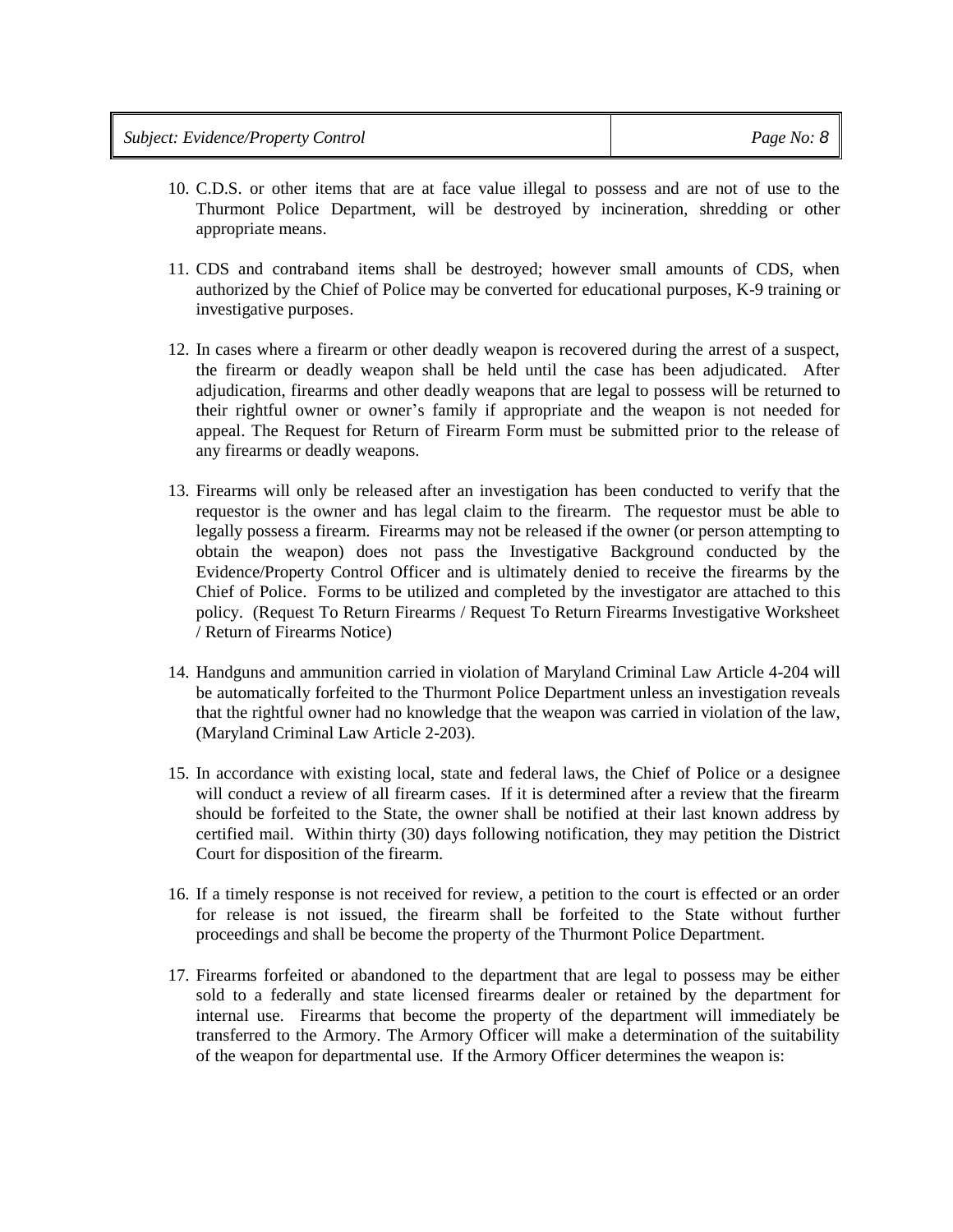10. C.D.S. or other items that are at face value illegal to possess and are not of use to the Thurmont Police Department, will be destroyed by incineration, shredding or other appropriate means.

11. CDS and contraband items shall be destroyed; however small amounts of CDS, when authorized by the Chief of Police may be converted for educational purposes, K-9 training or investigative purposes.

12. In cases where a firearm or other deadly weapon is recovered during the arrest of a suspect, the firearm or deadly weapon shall be held until the case has been adjudicated. After adjudication, firearms and other deadly weapons that are legal to possess will be returned to their rightful owner or owner's family if appropriate and the weapon is not needed for appeal. The Request for Return of Firearm Form must be submitted prior to the release of any firearms or deadly weapons.

13. Firearms will only be released after an investigation has been conducted to verify that the requestor is the owner and has legal claim to the firearm. The requestor must be able to legally possess a firearm. Firearms may not be released if the owner (or person attempting to obtain the weapon) does not pass the Investigative Background conducted by the Evidence/Property Control Officer and is ultimately denied to receive the firearms by the Chief of Police. Forms to be utilized and completed by the investigator are attached to this policy. (Request To Return Firearms / Request To Return Firearms Investigative Worksheet / Return of Firearms Notice)

14. Handguns and ammunition carried in violation of Maryland Criminal Law Article 4-204 will be automatically forfeited to the Thurmont Police Department unless an investigation reveals that the rightful owner had no knowledge that the weapon was carried in violation of the law, (Maryland Criminal Law Article 2-203).

15. In accordance with existing local, state and federal laws, the Chief of Police or a designee will conduct a review of all firearm cases. If it is determined after a review that the firearm should be forfeited to the State, the owner shall be notified at their last known address by certified mail. Within thirty (30) days following notification, they may petition the District Court for disposition of the firearm.

16. If a timely response is not received for review, a petition to the court is effected or an order for release is not issued, the firearm shall be forfeited to the State without further proceedings and shall be become the property of the Thurmont Police Department.

17. Firearms forfeited or abandoned to the department that are legal to possess may be either sold to a federally and state licensed firearms dealer or retained by the department for internal use. Firearms that become the property of the department will immediately be transferred to the Armory. The Armory Officer will make a determination of the suitability of the weapon for departmental use. If the Armory Officer determines the weapon is: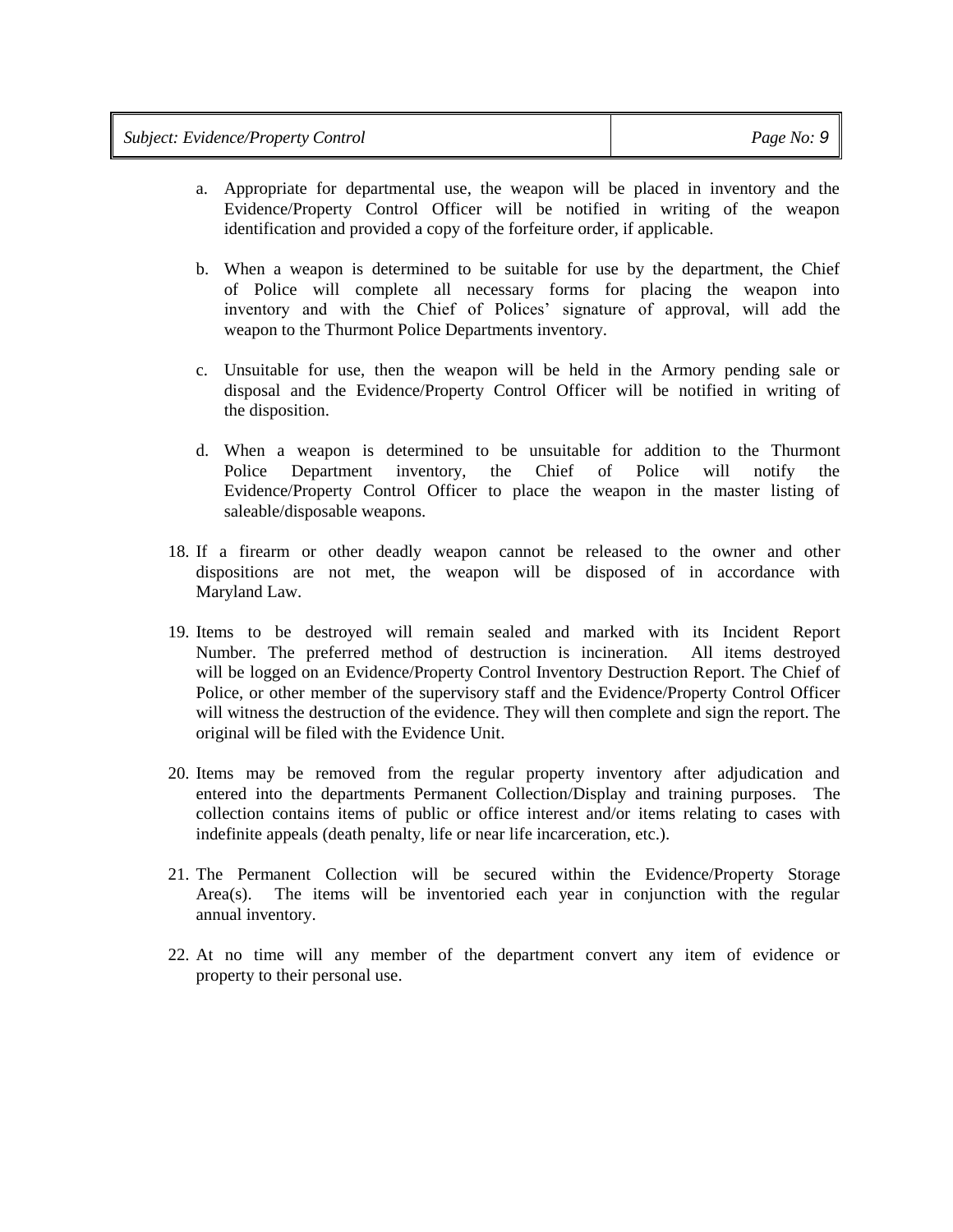a. Appropriate for departmental use, the weapon will be placed in inventory and the Evidence/Property Control Officer will be notified in writing of the weapon identification and provided a copy of the forfeiture order, if applicable.

b. When a weapon is determined to be suitable for use by the department, the Chief of Police will complete all necessary forms for placing the weapon into inventory and with the Chief of Polices' signature of approval, will add the weapon to the Thurmont Police Departments inventory.

c. Unsuitable for use, then the weapon will be held in the Armory pending sale or disposal and the Evidence/Property Control Officer will be notified in writing of the disposition.

d. When a weapon is determined to be unsuitable for addition to the Thurmont Police Department inventory, the Chief of Police will notify the Evidence/Property Control Officer to place the weapon in the master listing of saleable/disposable weapons.

18. If a firearm or other deadly weapon cannot be released to the owner and other dispositions are not met, the weapon will be disposed of in accordance with Maryland Law.

19. Items to be destroyed will remain sealed and marked with its Incident Report Number. The preferred method of destruction is incineration. All items destroyed will be logged on an Evidence/Property Control Inventory Destruction Report. The Chief of Police, or other member of the supervisory staff and the Evidence/Property Control Officer will witness the destruction of the evidence. They will then complete and sign the report. The original will be filed with the Evidence Unit.

20. Items may be removed from the regular property inventory after adjudication and entered into the departments Permanent Collection/Display and training purposes. The collection contains items of public or office interest and/or items relating to cases with indefinite appeals (death penalty, life or near life incarceration, etc.).

21. The Permanent Collection will be secured within the Evidence/Property Storage Area(s). The items will be inventoried each year in conjunction with the regular annual inventory.

22. At no time will any member of the department convert any item of evidence or property to their personal use.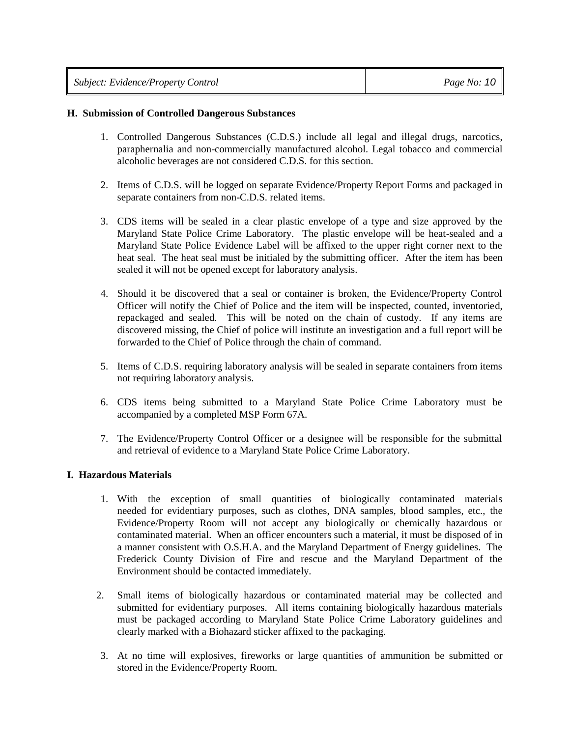**H. Submission of Controlled Dangerous Substances**

1. Controlled Dangerous Substances (C.D.S.) include all legal and illegal drugs, narcotics, paraphernalia and non-commercially manufactured alcohol. Legal tobacco and commercial alcoholic beverages are not considered C.D.S. for this section.

2. Items of C.D.S. will be logged on separate Evidence/Property Report Forms and packaged in separate containers from non-C.D.S. related items.

3. CDS items will be sealed in a clear plastic envelope of a type and size approved by the Maryland State Police Crime Laboratory. The plastic envelope will be heat-sealed and a Maryland State Police Evidence Label will be affixed to the upper right corner next to the heat seal. The heat seal must be initialed by the submitting officer. After the item has been sealed it will not be opened except for laboratory analysis.

4. Should it be discovered that a seal or container is broken, the Evidence/Property Control Officer will notify the Chief of Police and the item will be inspected, counted, inventoried, repackaged and sealed. This will be noted on the chain of custody. If any items are discovered missing, the Chief of police will institute an investigation and a full report will be forwarded to the Chief of Police through the chain of command.

5. Items of C.D.S. requiring laboratory analysis will be sealed in separate containers from items not requiring laboratory analysis.

6. CDS items being submitted to a Maryland State Police Crime Laboratory must be accompanied by a completed MSP Form 67A.

7. The Evidence/Property Control Officer or a designee will be responsible for the submittal and retrieval of evidence to a Maryland State Police Crime Laboratory.

**I. Hazardous Materials**

1. With the exception of small quantities of biologically contaminated materials needed for evidentiary purposes, such as clothes, DNA samples, blood samples, etc., the Evidence/Property Room will not accept any biologically or chemically hazardous or contaminated material. When an officer encounters such a material, it must be disposed of in a manner consistent with O.S.H.A. and the Maryland Department of Energy guidelines. The Frederick County Division of Fire and rescue and the Maryland Department of the Environment should be contacted immediately.

2. Small items of biologically hazardous or contaminated material may be collected and submitted for evidentiary purposes. All items containing biologically hazardous materials must be packaged according to Maryland State Police Crime Laboratory guidelines and clearly marked with a Biohazard sticker affixed to the packaging.

3. At no time will explosives, fireworks or large quantities of ammunition be submitted or stored in the Evidence/Property Room.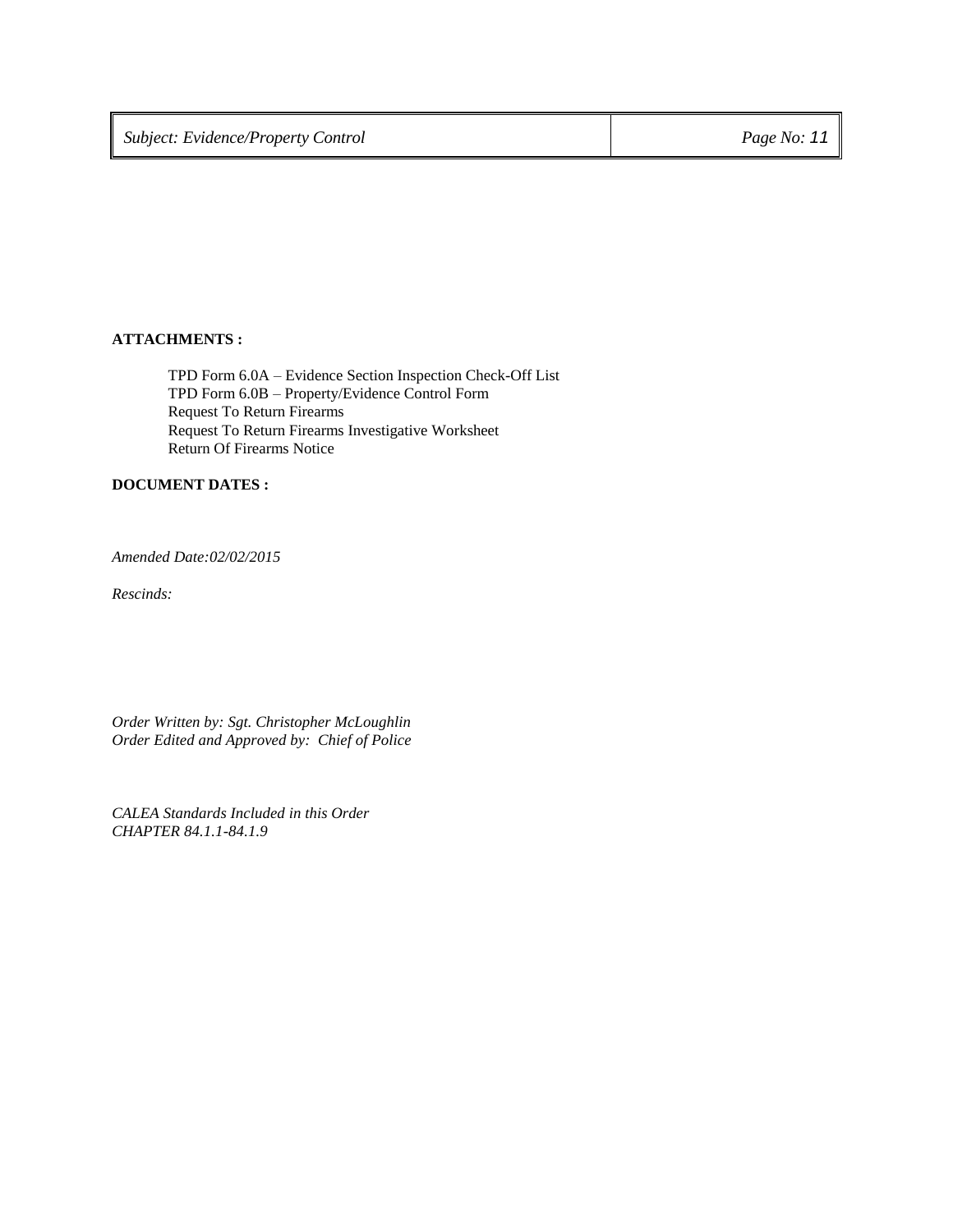**ATTACHMENTS :**

TPD Form 6.0A – Evidence Section Inspection Check-Off List
TPD Form 6.0B – Property/Evidence Control Form
Request To Return Firearms
Request To Return Firearms Investigative Worksheet
Return Of Firearms Notice

**DOCUMENT DATES :**

*Amended Date:02/02/2015*

*Rescinds:*

*Order Written by: Sgt. Christopher McLoughlin*
*Order Edited and Approved by: Chief of Police*

*CALEA Standards Included in this Order*
*CHAPTER 84.1.1-84.1.9*